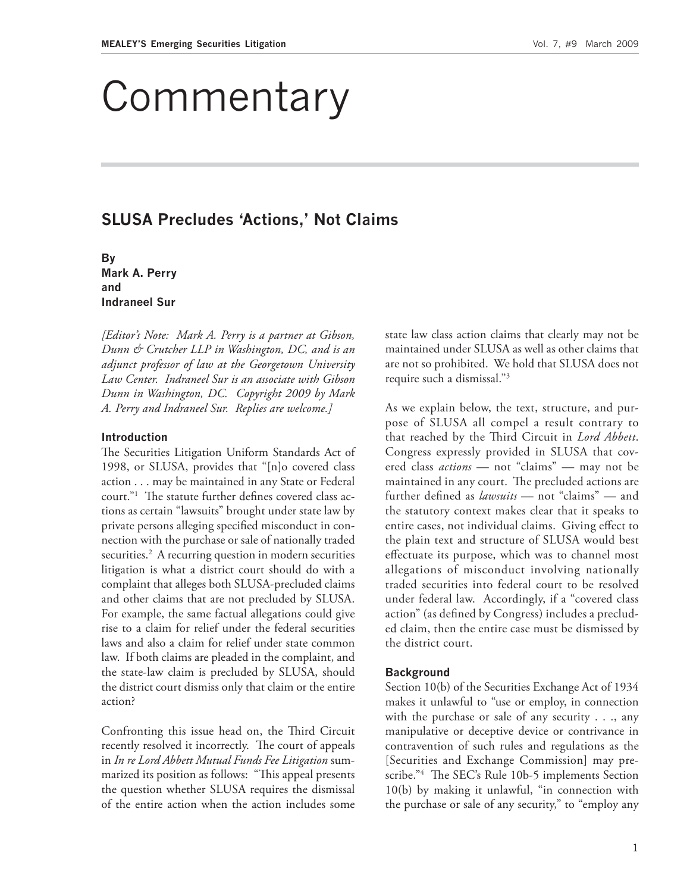# Commentary

## SLUSA Precludes 'Actions,' Not Claims

**By**
**Mark A. Perry**
**and**
**Indraneel Sur**

*[Editor's Note: Mark A. Perry is a partner at Gibson, Dunn & Crutcher LLP in Washington, DC, and is an adjunct professor of law at the Georgetown University Law Center. Indraneel Sur is an associate with Gibson Dunn in Washington, DC. Copyright 2009 by Mark A. Perry and Indraneel Sur. Replies are welcome.]*

### Introduction

The Securities Litigation Uniform Standards Act of 1998, or SLUSA, provides that "[n]o covered class action . . . may be maintained in any State or Federal court."[1] The statute further defines covered class actions as certain "lawsuits" brought under state law by private persons alleging specified misconduct in connection with the purchase or sale of nationally traded securities.[2] A recurring question in modern securities litigation is what a district court should do with a complaint that alleges both SLUSA-precluded claims and other claims that are not precluded by SLUSA. For example, the same factual allegations could give rise to a claim for relief under the federal securities laws and also a claim for relief under state common law. If both claims are pleaded in the complaint, and the state-law claim is precluded by SLUSA, should the district court dismiss only that claim or the entire action?

Confronting this issue head on, the Third Circuit recently resolved it incorrectly. The court of appeals in *In re Lord Abbett Mutual Funds Fee Litigation* summarized its position as follows: "This appeal presents the question whether SLUSA requires the dismissal of the entire action when the action includes some state law class action claims that clearly may not be maintained under SLUSA as well as other claims that are not so prohibited. We hold that SLUSA does not require such a dismissal."[3]

As we explain below, the text, structure, and purpose of SLUSA all compel a result contrary to that reached by the Third Circuit in *Lord Abbett*. Congress expressly provided in SLUSA that covered class *actions* — not "claims" — may not be maintained in any court. The precluded actions are further defined as *lawsuits* — not "claims" — and the statutory context makes clear that it speaks to entire cases, not individual claims. Giving effect to the plain text and structure of SLUSA would best effectuate its purpose, which was to channel most allegations of misconduct involving nationally traded securities into federal court to be resolved under federal law. Accordingly, if a "covered class action" (as defined by Congress) includes a precluded claim, then the entire case must be dismissed by the district court.

### Background

Section 10(b) of the Securities Exchange Act of 1934 makes it unlawful to "use or employ, in connection with the purchase or sale of any security . . ., any manipulative or deceptive device or contrivance in contravention of such rules and regulations as the [Securities and Exchange Commission] may prescribe."[4] The SEC's Rule 10b-5 implements Section 10(b) by making it unlawful, "in connection with the purchase or sale of any security," to "employ any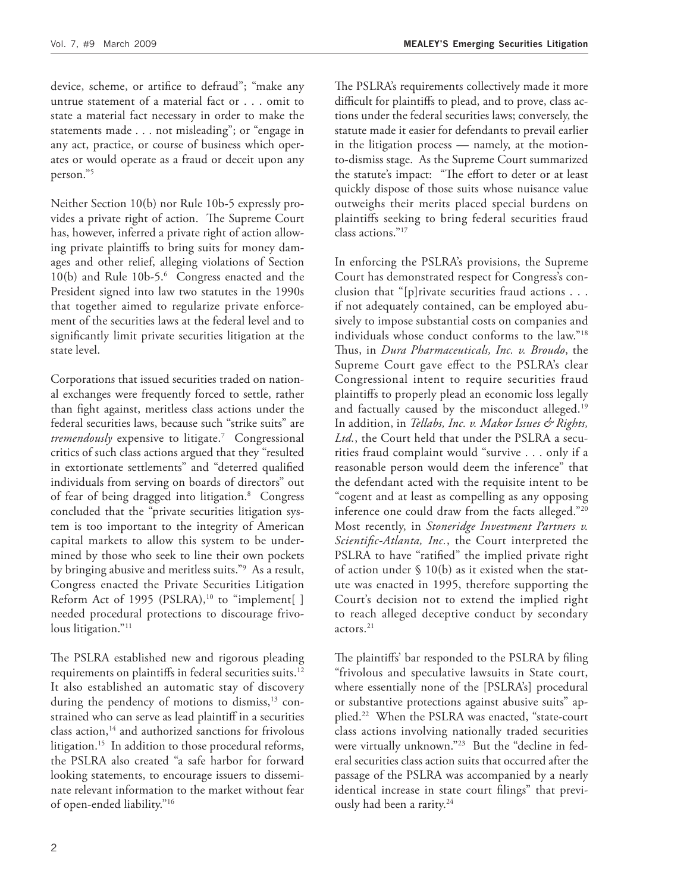device, scheme, or artifice to defraud"; "make any untrue statement of a material fact or . . . omit to state a material fact necessary in order to make the statements made . . . not misleading"; or "engage in any act, practice, or course of business which operates or would operate as a fraud or deceit upon any person."[5]

Neither Section 10(b) nor Rule 10b-5 expressly provides a private right of action. The Supreme Court has, however, inferred a private right of action allowing private plaintiffs to bring suits for money damages and other relief, alleging violations of Section 10(b) and Rule 10b-5.[6] Congress enacted and the President signed into law two statutes in the 1990s that together aimed to regularize private enforcement of the securities laws at the federal level and to significantly limit private securities litigation at the state level.

Corporations that issued securities traded on national exchanges were frequently forced to settle, rather than fight against, meritless class actions under the federal securities laws, because such "strike suits" are *tremendously* expensive to litigate.[7] Congressional critics of such class actions argued that they "resulted in extortionate settlements" and "deterred qualified individuals from serving on boards of directors" out of fear of being dragged into litigation.[8] Congress concluded that the "private securities litigation system is too important to the integrity of American capital markets to allow this system to be undermined by those who seek to line their own pockets by bringing abusive and meritless suits."[9] As a result, Congress enacted the Private Securities Litigation Reform Act of 1995 (PSLRA),[10] to "implement[ ] needed procedural protections to discourage frivolous litigation."[11]

The PSLRA established new and rigorous pleading requirements on plaintiffs in federal securities suits.[12] It also established an automatic stay of discovery during the pendency of motions to dismiss,[13] constrained who can serve as lead plaintiff in a securities class action,[14] and authorized sanctions for frivolous litigation.[15] In addition to those procedural reforms, the PSLRA also created "a safe harbor for forward looking statements, to encourage issuers to disseminate relevant information to the market without fear of open-ended liability."[16]

The PSLRA's requirements collectively made it more difficult for plaintiffs to plead, and to prove, class actions under the federal securities laws; conversely, the statute made it easier for defendants to prevail earlier in the litigation process — namely, at the motion-to-dismiss stage. As the Supreme Court summarized the statute's impact: "The effort to deter or at least quickly dispose of those suits whose nuisance value outweighs their merits placed special burdens on plaintiffs seeking to bring federal securities fraud class actions."[17]

In enforcing the PSLRA's provisions, the Supreme Court has demonstrated respect for Congress's conclusion that "[p]rivate securities fraud actions . . . if not adequately contained, can be employed abusively to impose substantial costs on companies and individuals whose conduct conforms to the law."[18] Thus, in *Dura Pharmaceuticals, Inc. v. Broudo*, the Supreme Court gave effect to the PSLRA's clear Congressional intent to require securities fraud plaintiffs to properly plead an economic loss legally and factually caused by the misconduct alleged.[19] In addition, in *Tellabs, Inc. v. Makor Issues & Rights, Ltd.*, the Court held that under the PSLRA a securities fraud complaint would "survive . . . only if a reasonable person would deem the inference" that the defendant acted with the requisite intent to be "cogent and at least as compelling as any opposing inference one could draw from the facts alleged."[20] Most recently, in *Stoneridge Investment Partners v. Scientific-Atlanta, Inc.*, the Court interpreted the PSLRA to have "ratified" the implied private right of action under § 10(b) as it existed when the statute was enacted in 1995, therefore supporting the Court's decision not to extend the implied right to reach alleged deceptive conduct by secondary actors.[21]

The plaintiffs' bar responded to the PSLRA by filing "frivolous and speculative lawsuits in State court, where essentially none of the [PSLRA's] procedural or substantive protections against abusive suits" applied.[22] When the PSLRA was enacted, "state-court class actions involving nationally traded securities were virtually unknown."[23] But the "decline in federal securities class action suits that occurred after the passage of the PSLRA was accompanied by a nearly identical increase in state court filings" that previously had been a rarity.[24]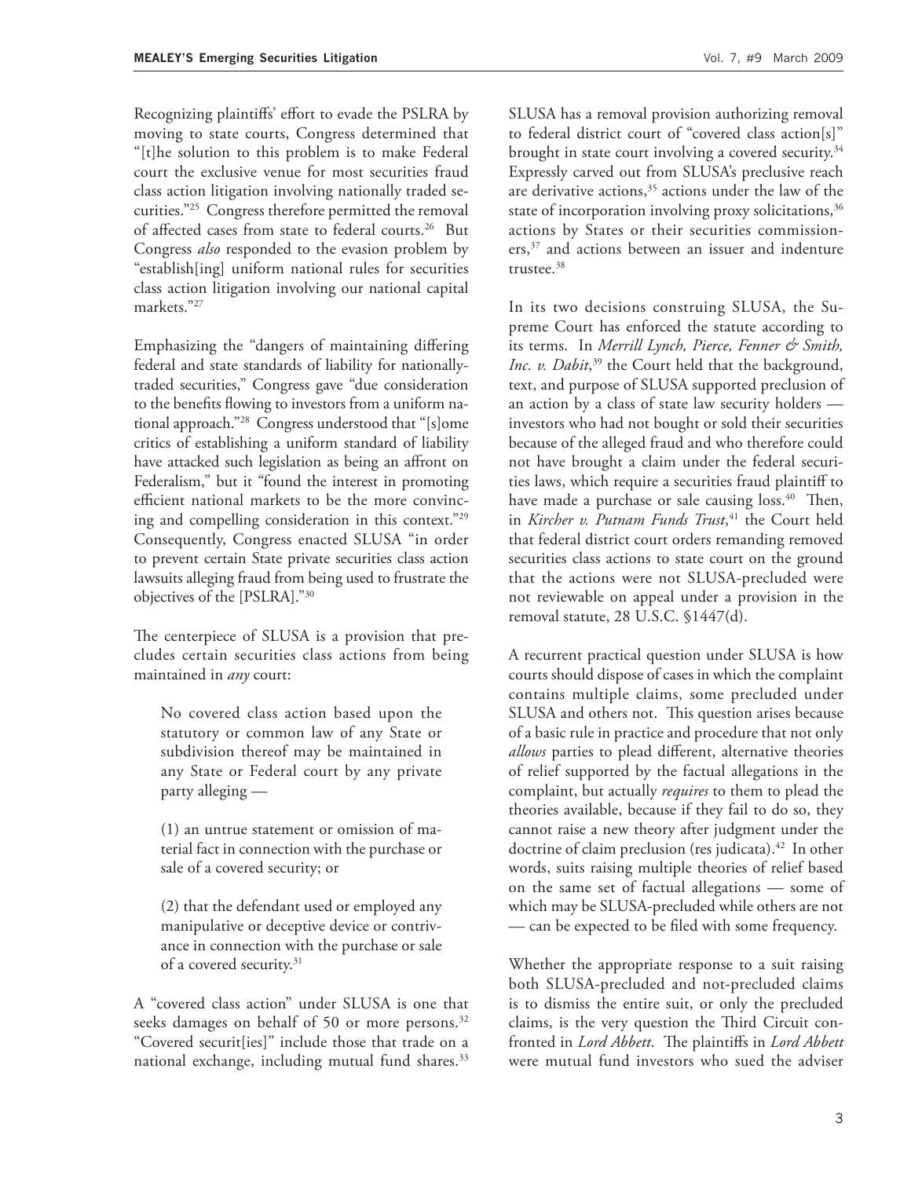Recognizing plaintiffs' effort to evade the PSLRA by moving to state courts, Congress determined that "[t]he solution to this problem is to make Federal court the exclusive venue for most securities fraud class action litigation involving nationally traded securities."[25] Congress therefore permitted the removal of affected cases from state to federal courts.[26] But Congress *also* responded to the evasion problem by "establish[ing] uniform national rules for securities class action litigation involving our national capital markets."[27]

Emphasizing the "dangers of maintaining differing federal and state standards of liability for nationally-traded securities," Congress gave "due consideration to the benefits flowing to investors from a uniform national approach."[28] Congress understood that "[s]ome critics of establishing a uniform standard of liability have attacked such legislation as being an affront on Federalism," but it "found the interest in promoting efficient national markets to be the more convincing and compelling consideration in this context."[29] Consequently, Congress enacted SLUSA "in order to prevent certain State private securities class action lawsuits alleging fraud from being used to frustrate the objectives of the [PSLRA]."[30]

The centerpiece of SLUSA is a provision that precludes certain securities class actions from being maintained in *any* court:

> No covered class action based upon the statutory or common law of any State or subdivision thereof may be maintained in any State or Federal court by any private party alleging —
>
> (1) an untrue statement or omission of material fact in connection with the purchase or sale of a covered security; or
>
> (2) that the defendant used or employed any manipulative or deceptive device or contrivance in connection with the purchase or sale of a covered security.[31]

A "covered class action" under SLUSA is one that seeks damages on behalf of 50 or more persons.[32] "Covered securit[ies]" include those that trade on a national exchange, including mutual fund shares.[33]

SLUSA has a removal provision authorizing removal to federal district court of "covered class action[s]" brought in state court involving a covered security.[34] Expressly carved out from SLUSA's preclusive reach are derivative actions,[35] actions under the law of the state of incorporation involving proxy solicitations,[36] actions by States or their securities commissioners,[37] and actions between an issuer and indenture trustee.[38]

In its two decisions construing SLUSA, the Supreme Court has enforced the statute according to its terms. In *Merrill Lynch, Pierce, Fenner & Smith, Inc. v. Dabit*,[39] the Court held that the background, text, and purpose of SLUSA supported preclusion of an action by a class of state law security holders — investors who had not bought or sold their securities because of the alleged fraud and who therefore could not have brought a claim under the federal securities laws, which require a securities fraud plaintiff to have made a purchase or sale causing loss.[40] Then, in *Kircher v. Putnam Funds Trust*,[41] the Court held that federal district court orders remanding removed securities class actions to state court on the ground that the actions were not SLUSA-precluded were not reviewable on appeal under a provision in the removal statute, 28 U.S.C. §1447(d).

A recurrent practical question under SLUSA is how courts should dispose of cases in which the complaint contains multiple claims, some precluded under SLUSA and others not. This question arises because of a basic rule in practice and procedure that not only *allows* parties to plead different, alternative theories of relief supported by the factual allegations in the complaint, but actually *requires* to them to plead the theories available, because if they fail to do so, they cannot raise a new theory after judgment under the doctrine of claim preclusion (res judicata).[42] In other words, suits raising multiple theories of relief based on the same set of factual allegations — some of which may be SLUSA-precluded while others are not — can be expected to be filed with some frequency.

Whether the appropriate response to a suit raising both SLUSA-precluded and not-precluded claims is to dismiss the entire suit, or only the precluded claims, is the very question the Third Circuit confronted in *Lord Abbett*. The plaintiffs in *Lord Abbett* were mutual fund investors who sued the adviser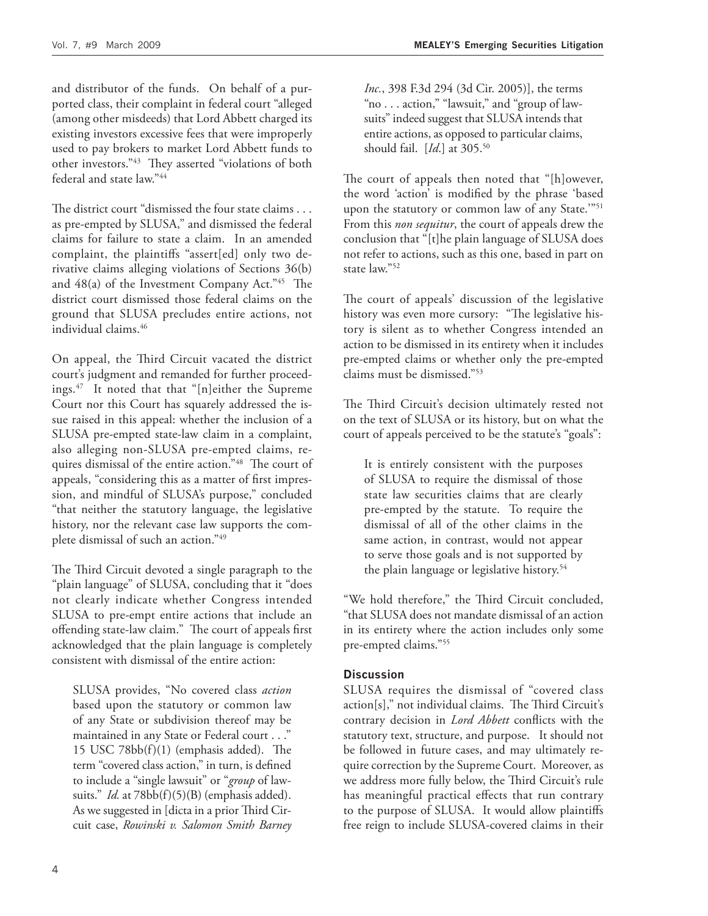and distributor of the funds. On behalf of a purported class, their complaint in federal court "alleged (among other misdeeds) that Lord Abbett charged its existing investors excessive fees that were improperly used to pay brokers to market Lord Abbett funds to other investors."[43] They asserted "violations of both federal and state law."[44]

The district court "dismissed the four state claims . . . as pre-empted by SLUSA," and dismissed the federal claims for failure to state a claim. In an amended complaint, the plaintiffs "assert[ed] only two derivative claims alleging violations of Sections 36(b) and 48(a) of the Investment Company Act."[45] The district court dismissed those federal claims on the ground that SLUSA precludes entire actions, not individual claims.[46]

On appeal, the Third Circuit vacated the district court's judgment and remanded for further proceedings.[47] It noted that that "[n]either the Supreme Court nor this Court has squarely addressed the issue raised in this appeal: whether the inclusion of a SLUSA pre-empted state-law claim in a complaint, also alleging non-SLUSA pre-empted claims, requires dismissal of the entire action."[48] The court of appeals, "considering this as a matter of first impression, and mindful of SLUSA's purpose," concluded "that neither the statutory language, the legislative history, nor the relevant case law supports the complete dismissal of such an action."[49]

The Third Circuit devoted a single paragraph to the "plain language" of SLUSA, concluding that it "does not clearly indicate whether Congress intended SLUSA to pre-empt entire actions that include an offending state-law claim." The court of appeals first acknowledged that the plain language is completely consistent with dismissal of the entire action:

> SLUSA provides, "No covered class *action* based upon the statutory or common law of any State or subdivision thereof may be maintained in any State or Federal court . . ." 15 USC 78bb(f)(1) (emphasis added). The term "covered class action," in turn, is defined to include a "single lawsuit" or "*group* of lawsuits." *Id.* at 78bb(f)(5)(B) (emphasis added). As we suggested in [dicta in a prior Third Circuit case, *Rowinski v. Salomon Smith Barney Inc.*, 398 F.3d 294 (3d Cir. 2005)], the terms "no . . . action," "lawsuit," and "group of lawsuits" indeed suggest that SLUSA intends that entire actions, as opposed to particular claims, should fail. [*Id.*] at 305.[50]

The court of appeals then noted that "[h]owever, the word 'action' is modified by the phrase 'based upon the statutory or common law of any State.'"[51] From this *non sequitur*, the court of appeals drew the conclusion that "[t]he plain language of SLUSA does not refer to actions, such as this one, based in part on state law."[52]

The court of appeals' discussion of the legislative history was even more cursory: "The legislative history is silent as to whether Congress intended an action to be dismissed in its entirety when it includes pre-empted claims or whether only the pre-empted claims must be dismissed."[53]

The Third Circuit's decision ultimately rested not on the text of SLUSA or its history, but on what the court of appeals perceived to be the statute's "goals":

> It is entirely consistent with the purposes of SLUSA to require the dismissal of those state law securities claims that are clearly pre-empted by the statute. To require the dismissal of all of the other claims in the same action, in contrast, would not appear to serve those goals and is not supported by the plain language or legislative history.[54]

"We hold therefore," the Third Circuit concluded, "that SLUSA does not mandate dismissal of an action in its entirety where the action includes only some pre-empted claims."[55]

### Discussion

SLUSA requires the dismissal of "covered class action[s]," not individual claims. The Third Circuit's contrary decision in *Lord Abbett* conflicts with the statutory text, structure, and purpose. It should not be followed in future cases, and may ultimately require correction by the Supreme Court. Moreover, as we address more fully below, the Third Circuit's rule has meaningful practical effects that run contrary to the purpose of SLUSA. It would allow plaintiffs free reign to include SLUSA-covered claims in their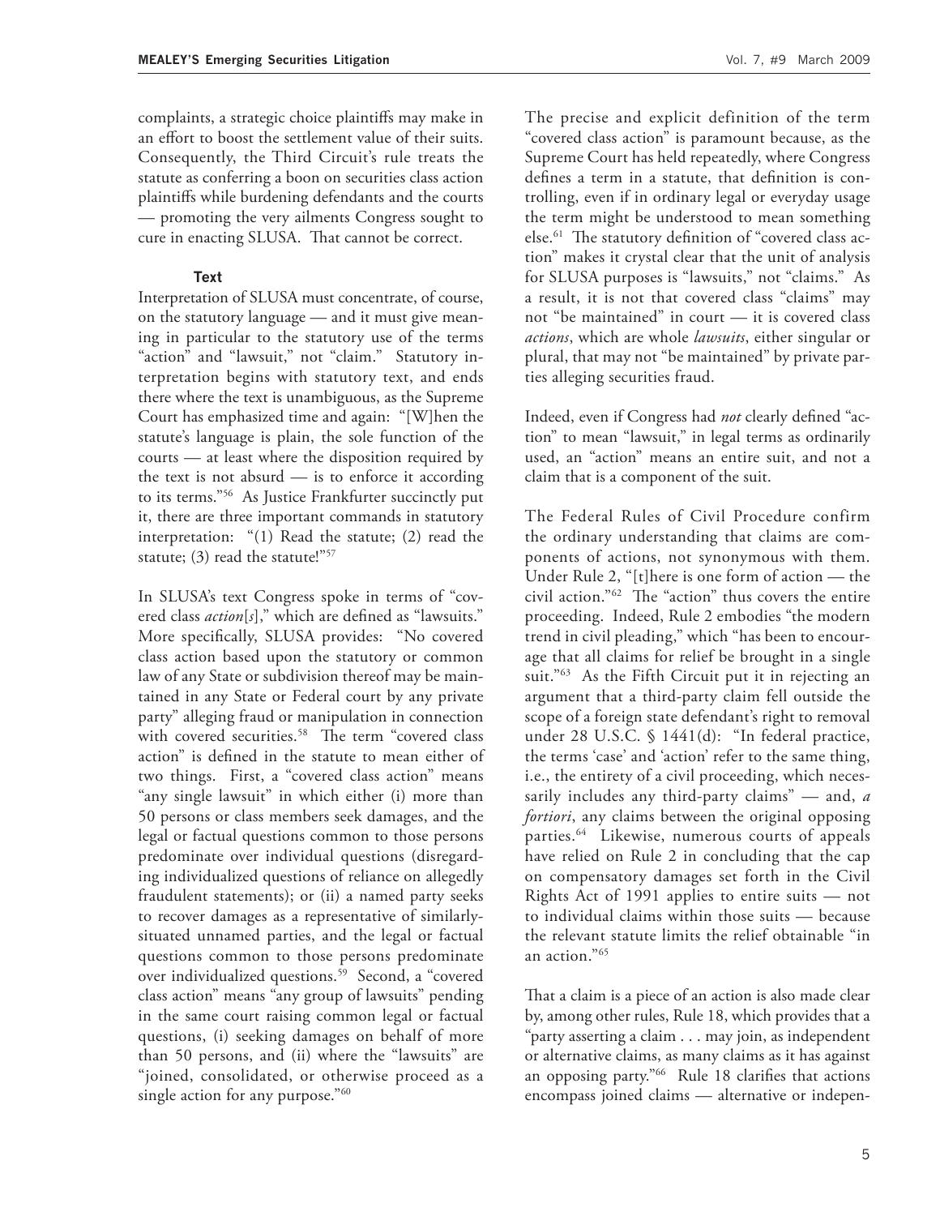complaints, a strategic choice plaintiffs may make in an effort to boost the settlement value of their suits. Consequently, the Third Circuit's rule treats the statute as conferring a boon on securities class action plaintiffs while burdening defendants and the courts — promoting the very ailments Congress sought to cure in enacting SLUSA. That cannot be correct.

### Text

Interpretation of SLUSA must concentrate, of course, on the statutory language — and it must give meaning in particular to the statutory use of the terms "action" and "lawsuit," not "claim." Statutory interpretation begins with statutory text, and ends there where the text is unambiguous, as the Supreme Court has emphasized time and again: "[W]hen the statute's language is plain, the sole function of the courts — at least where the disposition required by the text is not absurd — is to enforce it according to its terms."[56] As Justice Frankfurter succinctly put it, there are three important commands in statutory interpretation: "(1) Read the statute; (2) read the statute; (3) read the statute!"[57]

In SLUSA's text Congress spoke in terms of "covered class *action*[*s*]," which are defined as "lawsuits." More specifically, SLUSA provides: "No covered class action based upon the statutory or common law of any State or subdivision thereof may be maintained in any State or Federal court by any private party" alleging fraud or manipulation in connection with covered securities.[58] The term "covered class action" is defined in the statute to mean either of two things. First, a "covered class action" means "any single lawsuit" in which either (i) more than 50 persons or class members seek damages, and the legal or factual questions common to those persons predominate over individual questions (disregarding individualized questions of reliance on allegedly fraudulent statements); or (ii) a named party seeks to recover damages as a representative of similarly-situated unnamed parties, and the legal or factual questions common to those persons predominate over individualized questions.[59] Second, a "covered class action" means "any group of lawsuits" pending in the same court raising common legal or factual questions, (i) seeking damages on behalf of more than 50 persons, and (ii) where the "lawsuits" are "joined, consolidated, or otherwise proceed as a single action for any purpose."[60]

The precise and explicit definition of the term "covered class action" is paramount because, as the Supreme Court has held repeatedly, where Congress defines a term in a statute, that definition is controlling, even if in ordinary legal or everyday usage the term might be understood to mean something else.[61] The statutory definition of "covered class action" makes it crystal clear that the unit of analysis for SLUSA purposes is "lawsuits," not "claims." As a result, it is not that covered class "claims" may not "be maintained" in court — it is covered class *actions*, which are whole *lawsuits*, either singular or plural, that may not "be maintained" by private parties alleging securities fraud.

Indeed, even if Congress had *not* clearly defined "action" to mean "lawsuit," in legal terms as ordinarily used, an "action" means an entire suit, and not a claim that is a component of the suit.

The Federal Rules of Civil Procedure confirm the ordinary understanding that claims are components of actions, not synonymous with them. Under Rule 2, "[t]here is one form of action — the civil action."[62] The "action" thus covers the entire proceeding. Indeed, Rule 2 embodies "the modern trend in civil pleading," which "has been to encourage that all claims for relief be brought in a single suit."[63] As the Fifth Circuit put it in rejecting an argument that a third-party claim fell outside the scope of a foreign state defendant's right to removal under 28 U.S.C. § 1441(d): "In federal practice, the terms 'case' and 'action' refer to the same thing, i.e., the entirety of a civil proceeding, which necessarily includes any third-party claims" — and, *a fortiori*, any claims between the original opposing parties.[64] Likewise, numerous courts of appeals have relied on Rule 2 in concluding that the cap on compensatory damages set forth in the Civil Rights Act of 1991 applies to entire suits — not to individual claims within those suits — because the relevant statute limits the relief obtainable "in an action."[65]

That a claim is a piece of an action is also made clear by, among other rules, Rule 18, which provides that a "party asserting a claim . . . may join, as independent or alternative claims, as many claims as it has against an opposing party."[66] Rule 18 clarifies that actions encompass joined claims — alternative or indepen-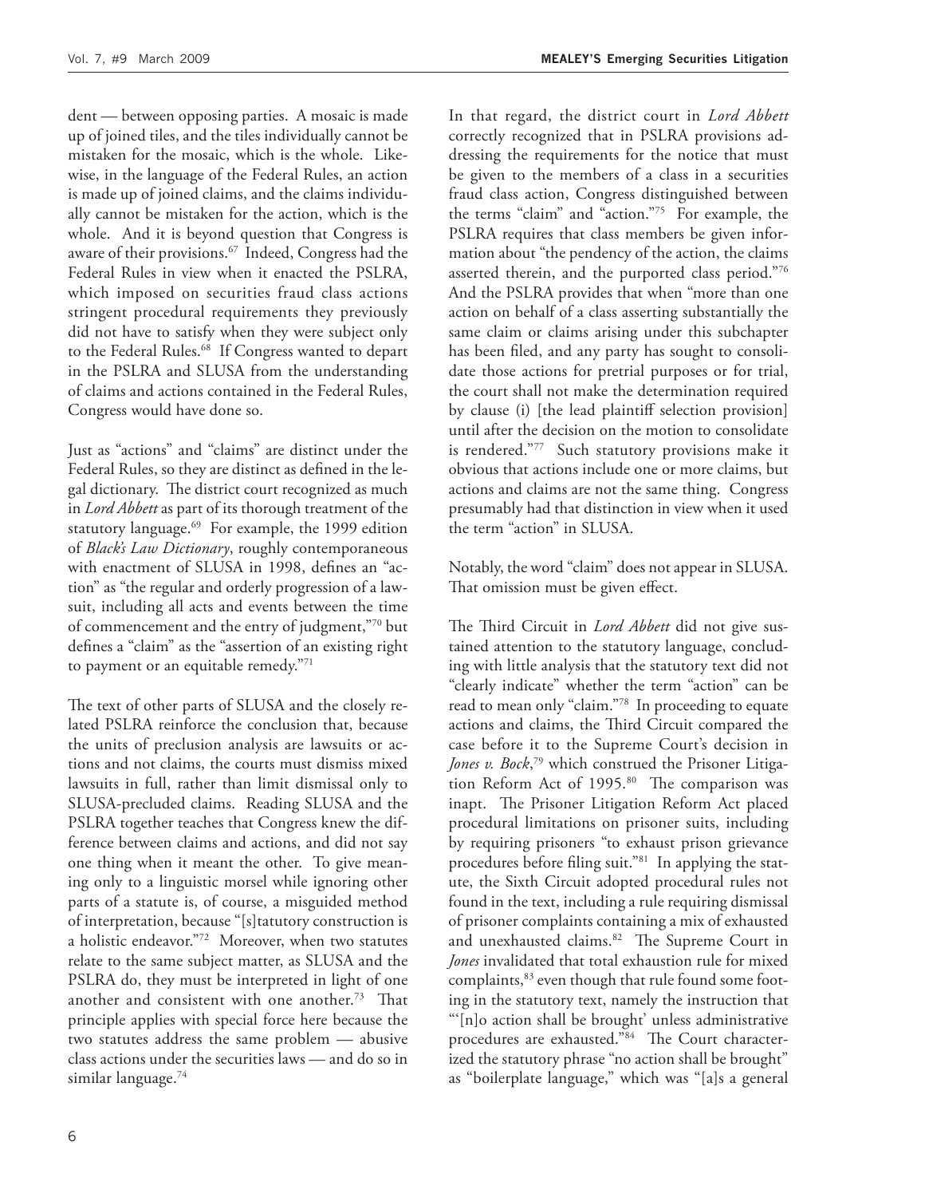dent — between opposing parties. A mosaic is made up of joined tiles, and the tiles individually cannot be mistaken for the mosaic, which is the whole. Likewise, in the language of the Federal Rules, an action is made up of joined claims, and the claims individually cannot be mistaken for the action, which is the whole. And it is beyond question that Congress is aware of their provisions.[67] Indeed, Congress had the Federal Rules in view when it enacted the PSLRA, which imposed on securities fraud class actions stringent procedural requirements they previously did not have to satisfy when they were subject only to the Federal Rules.[68] If Congress wanted to depart in the PSLRA and SLUSA from the understanding of claims and actions contained in the Federal Rules, Congress would have done so.

Just as "actions" and "claims" are distinct under the Federal Rules, so they are distinct as defined in the legal dictionary. The district court recognized as much in *Lord Abbett* as part of its thorough treatment of the statutory language.[69] For example, the 1999 edition of *Black's Law Dictionary*, roughly contemporaneous with enactment of SLUSA in 1998, defines an "action" as "the regular and orderly progression of a lawsuit, including all acts and events between the time of commencement and the entry of judgment,"[70] but defines a "claim" as the "assertion of an existing right to payment or an equitable remedy."[71]

The text of other parts of SLUSA and the closely related PSLRA reinforce the conclusion that, because the units of preclusion analysis are lawsuits or actions and not claims, the courts must dismiss mixed lawsuits in full, rather than limit dismissal only to SLUSA-precluded claims. Reading SLUSA and the PSLRA together teaches that Congress knew the difference between claims and actions, and did not say one thing when it meant the other. To give meaning only to a linguistic morsel while ignoring other parts of a statute is, of course, a misguided method of interpretation, because "[s]tatutory construction is a holistic endeavor."[72] Moreover, when two statutes relate to the same subject matter, as SLUSA and the PSLRA do, they must be interpreted in light of one another and consistent with one another.[73] That principle applies with special force here because the two statutes address the same problem — abusive class actions under the securities laws — and do so in similar language.[74]

In that regard, the district court in *Lord Abbett* correctly recognized that in PSLRA provisions addressing the requirements for the notice that must be given to the members of a class in a securities fraud class action, Congress distinguished between the terms "claim" and "action."[75] For example, the PSLRA requires that class members be given information about "the pendency of the action, the claims asserted therein, and the purported class period."[76] And the PSLRA provides that when "more than one action on behalf of a class asserting substantially the same claim or claims arising under this subchapter has been filed, and any party has sought to consolidate those actions for pretrial purposes or for trial, the court shall not make the determination required by clause (i) [the lead plaintiff selection provision] until after the decision on the motion to consolidate is rendered."[77] Such statutory provisions make it obvious that actions include one or more claims, but actions and claims are not the same thing. Congress presumably had that distinction in view when it used the term "action" in SLUSA.

Notably, the word "claim" does not appear in SLUSA. That omission must be given effect.

The Third Circuit in *Lord Abbett* did not give sustained attention to the statutory language, concluding with little analysis that the statutory text did not "clearly indicate" whether the term "action" can be read to mean only "claim."[78] In proceeding to equate actions and claims, the Third Circuit compared the case before it to the Supreme Court's decision in *Jones v. Bock*,[79] which construed the Prisoner Litigation Reform Act of 1995.[80] The comparison was inapt. The Prisoner Litigation Reform Act placed procedural limitations on prisoner suits, including by requiring prisoners "to exhaust prison grievance procedures before filing suit."[81] In applying the statute, the Sixth Circuit adopted procedural rules not found in the text, including a rule requiring dismissal of prisoner complaints containing a mix of exhausted and unexhausted claims.[82] The Supreme Court in *Jones* invalidated that total exhaustion rule for mixed complaints,[83] even though that rule found some footing in the statutory text, namely the instruction that "'[n]o action shall be brought' unless administrative procedures are exhausted."[84] The Court characterized the statutory phrase "no action shall be brought" as "boilerplate language," which was "[a]s a general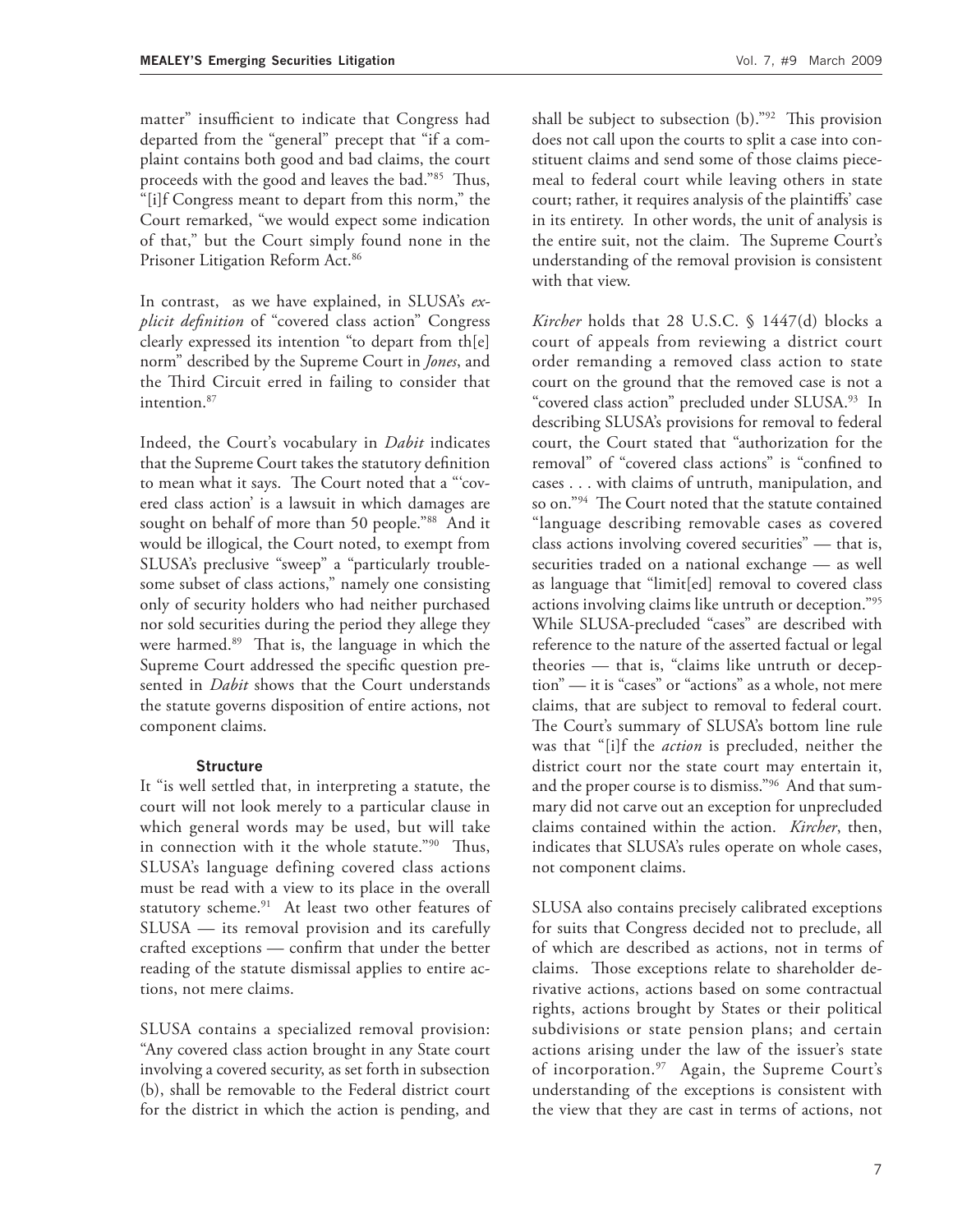matter" insufficient to indicate that Congress had departed from the "general" precept that "if a complaint contains both good and bad claims, the court proceeds with the good and leaves the bad."[85] Thus, "[i]f Congress meant to depart from this norm," the Court remarked, "we would expect some indication of that," but the Court simply found none in the Prisoner Litigation Reform Act.[86]

In contrast, as we have explained, in SLUSA's *explicit definition* of "covered class action" Congress clearly expressed its intention "to depart from th[e] norm" described by the Supreme Court in *Jones*, and the Third Circuit erred in failing to consider that intention.[87]

Indeed, the Court's vocabulary in *Dabit* indicates that the Supreme Court takes the statutory definition to mean what it says. The Court noted that a "'covered class action' is a lawsuit in which damages are sought on behalf of more than 50 people."[88] And it would be illogical, the Court noted, to exempt from SLUSA's preclusive "sweep" a "particularly troublesome subset of class actions," namely one consisting only of security holders who had neither purchased nor sold securities during the period they allege they were harmed.[89] That is, the language in which the Supreme Court addressed the specific question presented in *Dabit* shows that the Court understands the statute governs disposition of entire actions, not component claims.

### Structure

It "is well settled that, in interpreting a statute, the court will not look merely to a particular clause in which general words may be used, but will take in connection with it the whole statute."[90] Thus, SLUSA's language defining covered class actions must be read with a view to its place in the overall statutory scheme.[91] At least two other features of SLUSA — its removal provision and its carefully crafted exceptions — confirm that under the better reading of the statute dismissal applies to entire actions, not mere claims.

SLUSA contains a specialized removal provision: "Any covered class action brought in any State court involving a covered security, as set forth in subsection (b), shall be removable to the Federal district court for the district in which the action is pending, and shall be subject to subsection (b)."[92] This provision does not call upon the courts to split a case into constituent claims and send some of those claims piecemeal to federal court while leaving others in state court; rather, it requires analysis of the plaintiffs' case in its entirety. In other words, the unit of analysis is the entire suit, not the claim. The Supreme Court's understanding of the removal provision is consistent with that view.

*Kircher* holds that 28 U.S.C. § 1447(d) blocks a court of appeals from reviewing a district court order remanding a removed class action to state court on the ground that the removed case is not a "covered class action" precluded under SLUSA.[93] In describing SLUSA's provisions for removal to federal court, the Court stated that "authorization for the removal" of "covered class actions" is "confined to cases . . . with claims of untruth, manipulation, and so on."[94] The Court noted that the statute contained "language describing removable cases as covered class actions involving covered securities" — that is, securities traded on a national exchange — as well as language that "limit[ed] removal to covered class actions involving claims like untruth or deception."[95] While SLUSA-precluded "cases" are described with reference to the nature of the asserted factual or legal theories — that is, "claims like untruth or deception" — it is "cases" or "actions" as a whole, not mere claims, that are subject to removal to federal court. The Court's summary of SLUSA's bottom line rule was that "[i]f the *action* is precluded, neither the district court nor the state court may entertain it, and the proper course is to dismiss."[96] And that summary did not carve out an exception for unprecluded claims contained within the action. *Kircher*, then, indicates that SLUSA's rules operate on whole cases, not component claims.

SLUSA also contains precisely calibrated exceptions for suits that Congress decided not to preclude, all of which are described as actions, not in terms of claims. Those exceptions relate to shareholder derivative actions, actions based on some contractual rights, actions brought by States or their political subdivisions or state pension plans; and certain actions arising under the law of the issuer's state of incorporation.[97] Again, the Supreme Court's understanding of the exceptions is consistent with the view that they are cast in terms of actions, not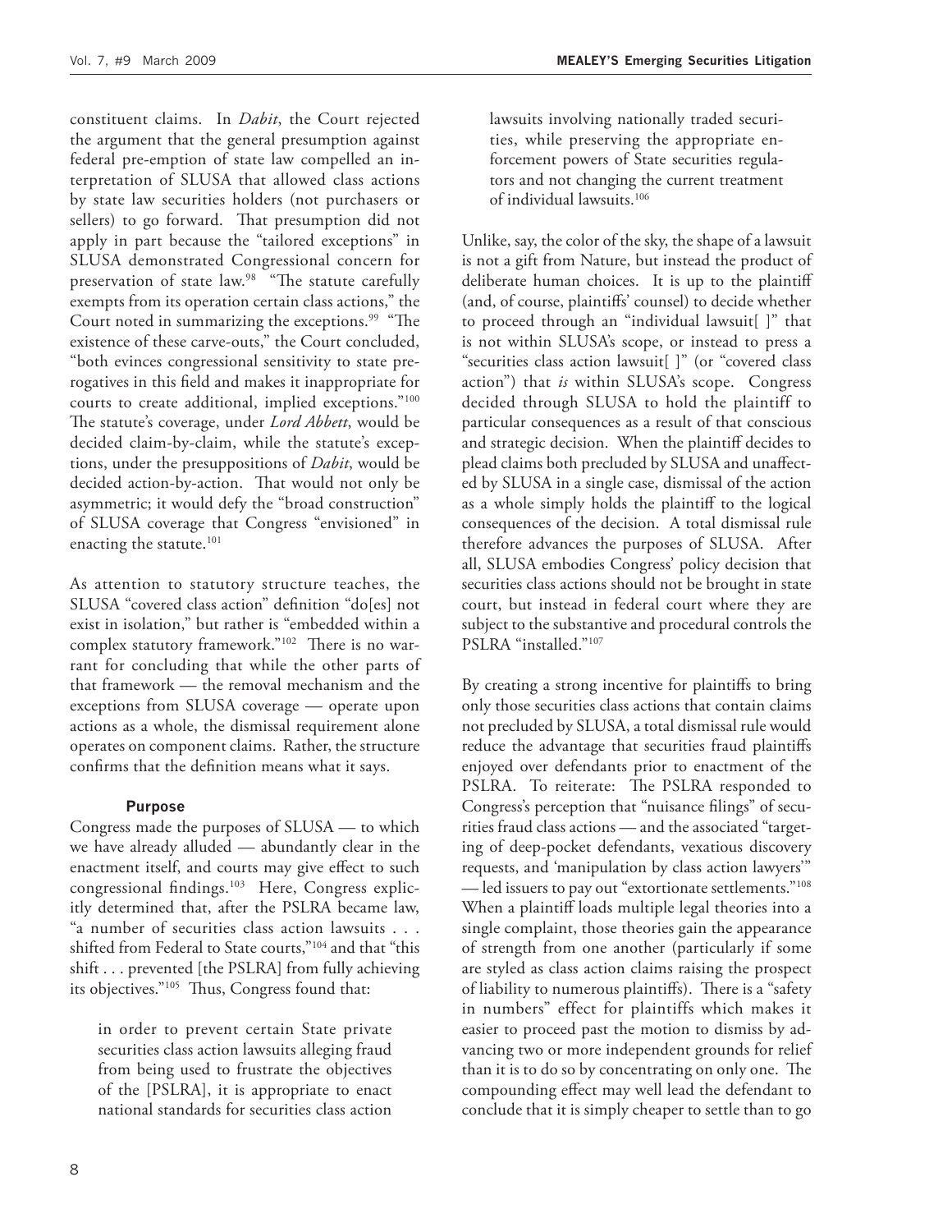constituent claims. In *Dabit*, the Court rejected the argument that the general presumption against federal pre-emption of state law compelled an interpretation of SLUSA that allowed class actions by state law securities holders (not purchasers or sellers) to go forward. That presumption did not apply in part because the "tailored exceptions" in SLUSA demonstrated Congressional concern for preservation of state law.[98] "The statute carefully exempts from its operation certain class actions," the Court noted in summarizing the exceptions.[99] "The existence of these carve-outs," the Court concluded, "both evinces congressional sensitivity to state prerogatives in this field and makes it inappropriate for courts to create additional, implied exceptions."[100] The statute's coverage, under *Lord Abbett*, would be decided claim-by-claim, while the statute's exceptions, under the presuppositions of *Dabit*, would be decided action-by-action. That would not only be asymmetric; it would defy the "broad construction" of SLUSA coverage that Congress "envisioned" in enacting the statute.[101]

As attention to statutory structure teaches, the SLUSA "covered class action" definition "do[es] not exist in isolation," but rather is "embedded within a complex statutory framework."[102] There is no warrant for concluding that while the other parts of that framework — the removal mechanism and the exceptions from SLUSA coverage — operate upon actions as a whole, the dismissal requirement alone operates on component claims. Rather, the structure confirms that the definition means what it says.

#### Purpose

Congress made the purposes of SLUSA — to which we have already alluded — abundantly clear in the enactment itself, and courts may give effect to such congressional findings.[103] Here, Congress explicitly determined that, after the PSLRA became law, "a number of securities class action lawsuits . . . shifted from Federal to State courts,"[104] and that "this shift . . . prevented [the PSLRA] from fully achieving its objectives."[105] Thus, Congress found that:

> in order to prevent certain State private securities class action lawsuits alleging fraud from being used to frustrate the objectives of the [PSLRA], it is appropriate to enact national standards for securities class action lawsuits involving nationally traded securities, while preserving the appropriate enforcement powers of State securities regulators and not changing the current treatment of individual lawsuits.[106]

Unlike, say, the color of the sky, the shape of a lawsuit is not a gift from Nature, but instead the product of deliberate human choices. It is up to the plaintiff (and, of course, plaintiffs' counsel) to decide whether to proceed through an "individual lawsuit[ ]" that is not within SLUSA's scope, or instead to press a "securities class action lawsuit[ ]" (or "covered class action") that *is* within SLUSA's scope. Congress decided through SLUSA to hold the plaintiff to particular consequences as a result of that conscious and strategic decision. When the plaintiff decides to plead claims both precluded by SLUSA and unaffected by SLUSA in a single case, dismissal of the action as a whole simply holds the plaintiff to the logical consequences of the decision. A total dismissal rule therefore advances the purposes of SLUSA. After all, SLUSA embodies Congress' policy decision that securities class actions should not be brought in state court, but instead in federal court where they are subject to the substantive and procedural controls the PSLRA "installed."[107]

By creating a strong incentive for plaintiffs to bring only those securities class actions that contain claims not precluded by SLUSA, a total dismissal rule would reduce the advantage that securities fraud plaintiffs enjoyed over defendants prior to enactment of the PSLRA. To reiterate: The PSLRA responded to Congress's perception that "nuisance filings" of securities fraud class actions — and the associated "targeting of deep-pocket defendants, vexatious discovery requests, and 'manipulation by class action lawyers'" — led issuers to pay out "extortionate settlements."[108] When a plaintiff loads multiple legal theories into a single complaint, those theories gain the appearance of strength from one another (particularly if some are styled as class action claims raising the prospect of liability to numerous plaintiffs). There is a "safety in numbers" effect for plaintiffs which makes it easier to proceed past the motion to dismiss by advancing two or more independent grounds for relief than it is to do so by concentrating on only one. The compounding effect may well lead the defendant to conclude that it is simply cheaper to settle than to go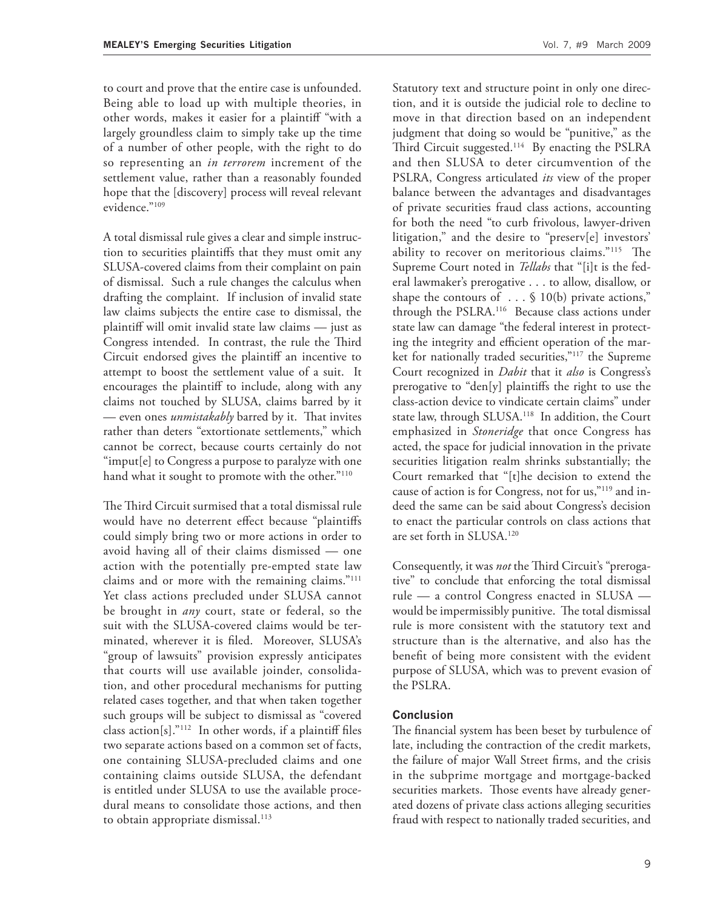to court and prove that the entire case is unfounded. Being able to load up with multiple theories, in other words, makes it easier for a plaintiff "with a largely groundless claim to simply take up the time of a number of other people, with the right to do so representing an *in terrorem* increment of the settlement value, rather than a reasonably founded hope that the [discovery] process will reveal relevant evidence."[109]

A total dismissal rule gives a clear and simple instruction to securities plaintiffs that they must omit any SLUSA-covered claims from their complaint on pain of dismissal. Such a rule changes the calculus when drafting the complaint. If inclusion of invalid state law claims subjects the entire case to dismissal, the plaintiff will omit invalid state law claims — just as Congress intended. In contrast, the rule the Third Circuit endorsed gives the plaintiff an incentive to attempt to boost the settlement value of a suit. It encourages the plaintiff to include, along with any claims not touched by SLUSA, claims barred by it — even ones *unmistakably* barred by it. That invites rather than deters "extortionate settlements," which cannot be correct, because courts certainly do not "imput[e] to Congress a purpose to paralyze with one hand what it sought to promote with the other."[110]

The Third Circuit surmised that a total dismissal rule would have no deterrent effect because "plaintiffs could simply bring two or more actions in order to avoid having all of their claims dismissed — one action with the potentially pre-empted state law claims and or more with the remaining claims."[111] Yet class actions precluded under SLUSA cannot be brought in *any* court, state or federal, so the suit with the SLUSA-covered claims would be terminated, wherever it is filed. Moreover, SLUSA's "group of lawsuits" provision expressly anticipates that courts will use available joinder, consolidation, and other procedural mechanisms for putting related cases together, and that when taken together such groups will be subject to dismissal as "covered class action[s]."[112] In other words, if a plaintiff files two separate actions based on a common set of facts, one containing SLUSA-precluded claims and one containing claims outside SLUSA, the defendant is entitled under SLUSA to use the available procedural means to consolidate those actions, and then to obtain appropriate dismissal.[113]

Statutory text and structure point in only one direction, and it is outside the judicial role to decline to move in that direction based on an independent judgment that doing so would be "punitive," as the Third Circuit suggested.[114] By enacting the PSLRA and then SLUSA to deter circumvention of the PSLRA, Congress articulated *its* view of the proper balance between the advantages and disadvantages of private securities fraud class actions, accounting for both the need "to curb frivolous, lawyer-driven litigation," and the desire to "preserv[e] investors' ability to recover on meritorious claims."[115] The Supreme Court noted in *Tellabs* that "[i]t is the federal lawmaker's prerogative . . . to allow, disallow, or shape the contours of . . . § 10(b) private actions," through the PSLRA.[116] Because class actions under state law can damage "the federal interest in protecting the integrity and efficient operation of the market for nationally traded securities,"[117] the Supreme Court recognized in *Dabit* that it *also* is Congress's prerogative to "den[y] plaintiffs the right to use the class-action device to vindicate certain claims" under state law, through SLUSA.[118] In addition, the Court emphasized in *Stoneridge* that once Congress has acted, the space for judicial innovation in the private securities litigation realm shrinks substantially; the Court remarked that "[t]he decision to extend the cause of action is for Congress, not for us,"[119] and indeed the same can be said about Congress's decision to enact the particular controls on class actions that are set forth in SLUSA.[120]

Consequently, it was *not* the Third Circuit's "prerogative" to conclude that enforcing the total dismissal rule — a control Congress enacted in SLUSA — would be impermissibly punitive. The total dismissal rule is more consistent with the statutory text and structure than is the alternative, and also has the benefit of being more consistent with the evident purpose of SLUSA, which was to prevent evasion of the PSLRA.

## Conclusion

The financial system has been beset by turbulence of late, including the contraction of the credit markets, the failure of major Wall Street firms, and the crisis in the subprime mortgage and mortgage-backed securities markets. Those events have already generated dozens of private class actions alleging securities fraud with respect to nationally traded securities, and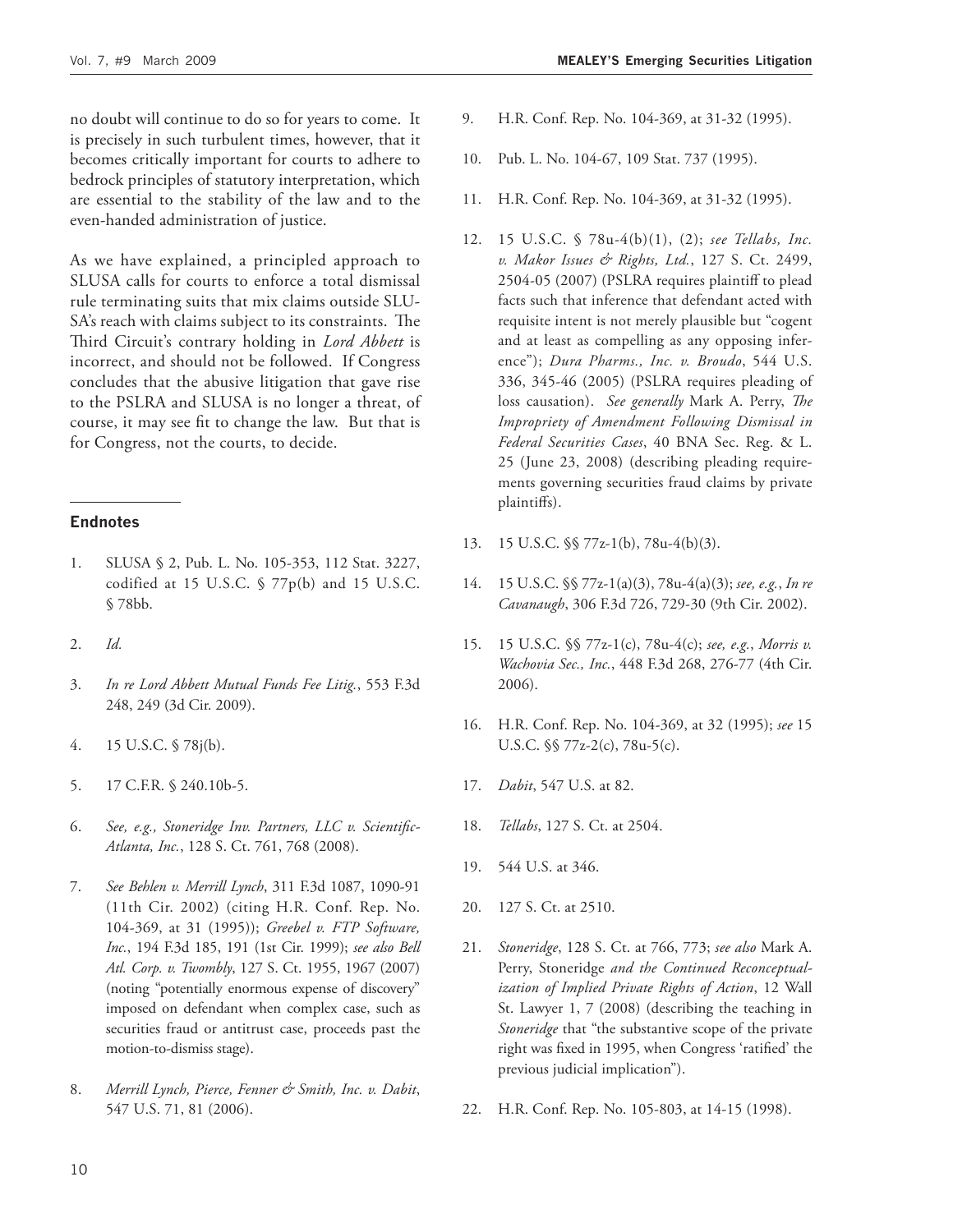no doubt will continue to do so for years to come. It is precisely in such turbulent times, however, that it becomes critically important for courts to adhere to bedrock principles of statutory interpretation, which are essential to the stability of the law and to the even-handed administration of justice.

As we have explained, a principled approach to SLUSA calls for courts to enforce a total dismissal rule terminating suits that mix claims outside SLUSA's reach with claims subject to its constraints. The Third Circuit's contrary holding in *Lord Abbett* is incorrect, and should not be followed. If Congress concludes that the abusive litigation that gave rise to the PSLRA and SLUSA is no longer a threat, of course, it may see fit to change the law. But that is for Congress, not the courts, to decide.

---

### Endnotes

1. SLUSA § 2, Pub. L. No. 105-353, 112 Stat. 3227, codified at 15 U.S.C. § 77p(b) and 15 U.S.C. § 78bb.

2. *Id.*

3. *In re Lord Abbett Mutual Funds Fee Litig.*, 553 F.3d 248, 249 (3d Cir. 2009).

4. 15 U.S.C. § 78j(b).

5. 17 C.F.R. § 240.10b-5.

6. *See, e.g., Stoneridge Inv. Partners, LLC v. Scientific-Atlanta, Inc.*, 128 S. Ct. 761, 768 (2008).

7. *See Behlen v. Merrill Lynch*, 311 F.3d 1087, 1090-91 (11th Cir. 2002) (citing H.R. Conf. Rep. No. 104-369, at 31 (1995)); *Greebel v. FTP Software, Inc.*, 194 F.3d 185, 191 (1st Cir. 1999); *see also Bell Atl. Corp. v. Twombly*, 127 S. Ct. 1955, 1967 (2007) (noting "potentially enormous expense of discovery" imposed on defendant when complex case, such as securities fraud or antitrust case, proceeds past the motion-to-dismiss stage).

8. *Merrill Lynch, Pierce, Fenner & Smith, Inc. v. Dabit*, 547 U.S. 71, 81 (2006).

9. H.R. Conf. Rep. No. 104-369, at 31-32 (1995).

10. Pub. L. No. 104-67, 109 Stat. 737 (1995).

11. H.R. Conf. Rep. No. 104-369, at 31-32 (1995).

12. 15 U.S.C. § 78u-4(b)(1), (2); *see Tellabs, Inc. v. Makor Issues & Rights, Ltd.*, 127 S. Ct. 2499, 2504-05 (2007) (PSLRA requires plaintiff to plead facts such that inference that defendant acted with requisite intent is not merely plausible but "cogent and at least as compelling as any opposing inference"); *Dura Pharms., Inc. v. Broudo*, 544 U.S. 336, 345-46 (2005) (PSLRA requires pleading of loss causation). *See generally* Mark A. Perry, *The Impropriety of Amendment Following Dismissal in Federal Securities Cases*, 40 BNA Sec. Reg. & L. 25 (June 23, 2008) (describing pleading requirements governing securities fraud claims by private plaintiffs).

13. 15 U.S.C. §§ 77z-1(b), 78u-4(b)(3).

14. 15 U.S.C. §§ 77z-1(a)(3), 78u-4(a)(3); *see, e.g.*, *In re Cavanaugh*, 306 F.3d 726, 729-30 (9th Cir. 2002).

15. 15 U.S.C. §§ 77z-1(c), 78u-4(c); *see, e.g.*, *Morris v. Wachovia Sec., Inc.*, 448 F.3d 268, 276-77 (4th Cir. 2006).

16. H.R. Conf. Rep. No. 104-369, at 32 (1995); *see* 15 U.S.C. §§ 77z-2(c), 78u-5(c).

17. *Dabit*, 547 U.S. at 82.

18. *Tellabs*, 127 S. Ct. at 2504.

19. 544 U.S. at 346.

20. 127 S. Ct. at 2510.

21. *Stoneridge*, 128 S. Ct. at 766, 773; *see also* Mark A. Perry, Stoneridge *and the Continued Reconceptualization of Implied Private Rights of Action*, 12 Wall St. Lawyer 1, 7 (2008) (describing the teaching in *Stoneridge* that "the substantive scope of the private right was fixed in 1995, when Congress 'ratified' the previous judicial implication").

22. H.R. Conf. Rep. No. 105-803, at 14-15 (1998).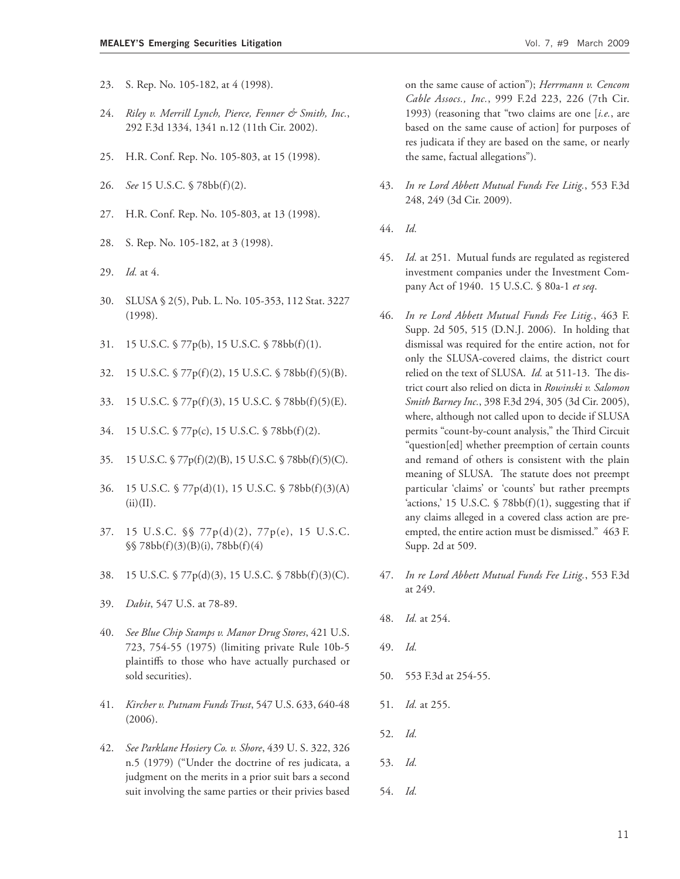23. S. Rep. No. 105-182, at 4 (1998).

24. *Riley v. Merrill Lynch, Pierce, Fenner & Smith, Inc.*, 292 F.3d 1334, 1341 n.12 (11th Cir. 2002).

25. H.R. Conf. Rep. No. 105-803, at 15 (1998).

26. *See* 15 U.S.C. § 78bb(f)(2).

27. H.R. Conf. Rep. No. 105-803, at 13 (1998).

28. S. Rep. No. 105-182, at 3 (1998).

29. *Id.* at 4.

30. SLUSA § 2(5), Pub. L. No. 105-353, 112 Stat. 3227 (1998).

31. 15 U.S.C. § 77p(b), 15 U.S.C. § 78bb(f)(1).

32. 15 U.S.C. § 77p(f)(2), 15 U.S.C. § 78bb(f)(5)(B).

33. 15 U.S.C. § 77p(f)(3), 15 U.S.C. § 78bb(f)(5)(E).

34. 15 U.S.C. § 77p(c), 15 U.S.C. § 78bb(f)(2).

35. 15 U.S.C. § 77p(f)(2)(B), 15 U.S.C. § 78bb(f)(5)(C).

36. 15 U.S.C. § 77p(d)(1), 15 U.S.C. § 78bb(f)(3)(A)(ii)(II).

37. 15 U.S.C. §§ 77p(d)(2), 77p(e), 15 U.S.C. §§ 78bb(f)(3)(B)(i), 78bb(f)(4)

38. 15 U.S.C. § 77p(d)(3), 15 U.S.C. § 78bb(f)(3)(C).

39. *Dabit*, 547 U.S. at 78-89.

40. *See Blue Chip Stamps v. Manor Drug Stores*, 421 U.S. 723, 754-55 (1975) (limiting private Rule 10b-5 plaintiffs to those who have actually purchased or sold securities).

41. *Kircher v. Putnam Funds Trust*, 547 U.S. 633, 640-48 (2006).

42. *See Parklane Hosiery Co. v. Shore*, 439 U. S. 322, 326 n.5 (1979) ("Under the doctrine of res judicata, a judgment on the merits in a prior suit bars a second suit involving the same parties or their privies based on the same cause of action"); *Herrmann v. Cencom Cable Assocs., Inc.*, 999 F.2d 223, 226 (7th Cir. 1993) (reasoning that "two claims are one [*i.e.*, are based on the same cause of action] for purposes of res judicata if they are based on the same, or nearly the same, factual allegations").

43. *In re Lord Abbett Mutual Funds Fee Litig.*, 553 F.3d 248, 249 (3d Cir. 2009).

44. *Id.*

45. *Id.* at 251. Mutual funds are regulated as registered investment companies under the Investment Company Act of 1940. 15 U.S.C. § 80a-1 *et seq*.

46. *In re Lord Abbett Mutual Funds Fee Litig.*, 463 F. Supp. 2d 505, 515 (D.N.J. 2006). In holding that dismissal was required for the entire action, not for only the SLUSA-covered claims, the district court relied on the text of SLUSA. *Id.* at 511-13. The district court also relied on dicta in *Rowinski v. Salomon Smith Barney Inc.*, 398 F.3d 294, 305 (3d Cir. 2005), where, although not called upon to decide if SLUSA permits "count-by-count analysis," the Third Circuit "question[ed] whether preemption of certain counts and remand of others is consistent with the plain meaning of SLUSA. The statute does not preempt particular 'claims' or 'counts' but rather preempts 'actions,' 15 U.S.C. § 78bb(f)(1), suggesting that if any claims alleged in a covered class action are preempted, the entire action must be dismissed." 463 F. Supp. 2d at 509.

47. *In re Lord Abbett Mutual Funds Fee Litig.*, 553 F.3d at 249.

48. *Id.* at 254.

49. *Id.*

50. 553 F.3d at 254-55.

51. *Id.* at 255.

52. *Id.*

53. *Id.*

54. *Id.*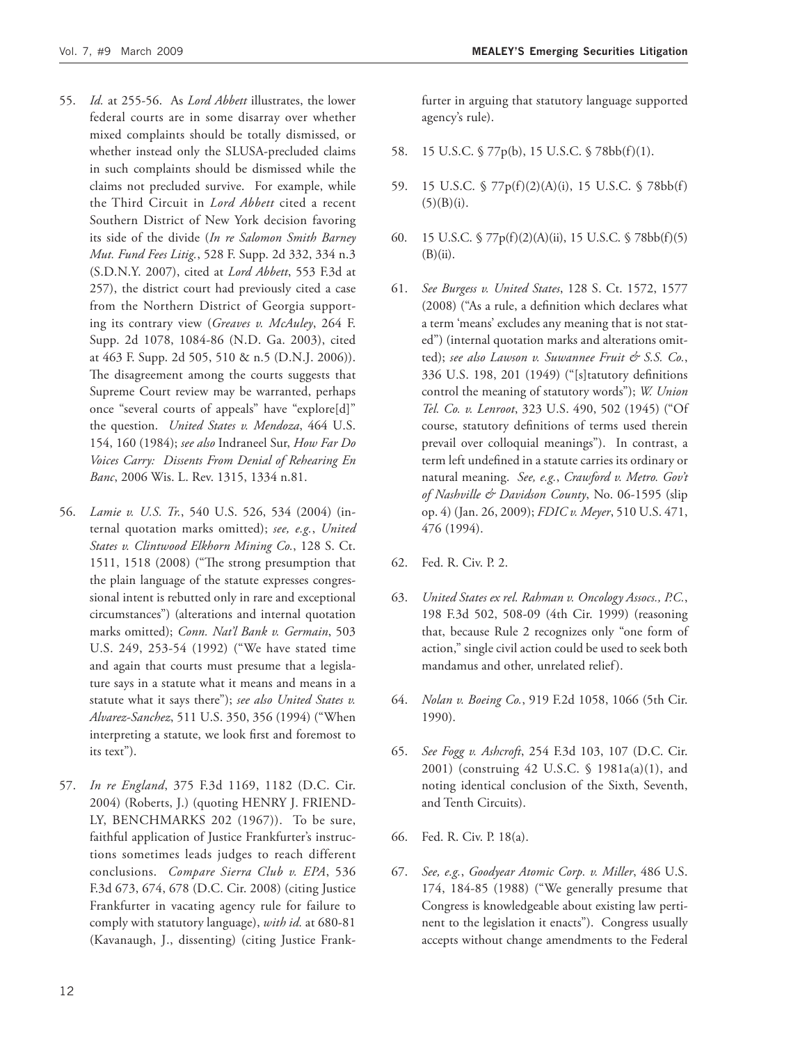55. *Id.* at 255-56. As *Lord Abbett* illustrates, the lower federal courts are in some disarray over whether mixed complaints should be totally dismissed, or whether instead only the SLUSA-precluded claims in such complaints should be dismissed while the claims not precluded survive. For example, while the Third Circuit in *Lord Abbett* cited a recent Southern District of New York decision favoring its side of the divide (*In re Salomon Smith Barney Mut. Fund Fees Litig.*, 528 F. Supp. 2d 332, 334 n.3 (S.D.N.Y. 2007), cited at *Lord Abbett*, 553 F.3d at 257), the district court had previously cited a case from the Northern District of Georgia supporting its contrary view (*Greaves v. McAuley*, 264 F. Supp. 2d 1078, 1084-86 (N.D. Ga. 2003), cited at 463 F. Supp. 2d 505, 510 & n.5 (D.N.J. 2006)). The disagreement among the courts suggests that Supreme Court review may be warranted, perhaps once "several courts of appeals" have "explore[d]" the question. *United States v. Mendoza*, 464 U.S. 154, 160 (1984); *see also* Indraneel Sur, *How Far Do Voices Carry: Dissents From Denial of Rehearing En Banc*, 2006 Wis. L. Rev. 1315, 1334 n.81.

56. *Lamie v. U.S. Tr.*, 540 U.S. 526, 534 (2004) (internal quotation marks omitted); *see, e.g.*, *United States v. Clintwood Elkhorn Mining Co.*, 128 S. Ct. 1511, 1518 (2008) ("The strong presumption that the plain language of the statute expresses congressional intent is rebutted only in rare and exceptional circumstances") (alterations and internal quotation marks omitted); *Conn. Nat'l Bank v. Germain*, 503 U.S. 249, 253-54 (1992) ("We have stated time and again that courts must presume that a legislature says in a statute what it means and means in a statute what it says there"); *see also United States v. Alvarez-Sanchez*, 511 U.S. 350, 356 (1994) ("When interpreting a statute, we look first and foremost to its text").

57. *In re England*, 375 F.3d 1169, 1182 (D.C. Cir. 2004) (Roberts, J.) (quoting HENRY J. FRIENDLY, BENCHMARKS 202 (1967)). To be sure, faithful application of Justice Frankfurter's instructions sometimes leads judges to reach different conclusions. *Compare Sierra Club v. EPA*, 536 F.3d 673, 674, 678 (D.C. Cir. 2008) (citing Justice Frankfurter in vacating agency rule for failure to comply with statutory language), *with id.* at 680-81 (Kavanaugh, J., dissenting) (citing Justice Frankfurter in arguing that statutory language supported agency's rule).

58. 15 U.S.C. § 77p(b), 15 U.S.C. § 78bb(f)(1).

59. 15 U.S.C. § 77p(f)(2)(A)(i), 15 U.S.C. § 78bb(f)(5)(B)(i).

60. 15 U.S.C. § 77p(f)(2)(A)(ii), 15 U.S.C. § 78bb(f)(5)(B)(ii).

61. *See Burgess v. United States*, 128 S. Ct. 1572, 1577 (2008) ("As a rule, a definition which declares what a term 'means' excludes any meaning that is not stated") (internal quotation marks and alterations omitted); *see also Lawson v. Suwannee Fruit & S.S. Co.*, 336 U.S. 198, 201 (1949) ("[s]tatutory definitions control the meaning of statutory words"); *W. Union Tel. Co. v. Lenroot*, 323 U.S. 490, 502 (1945) ("Of course, statutory definitions of terms used therein prevail over colloquial meanings"). In contrast, a term left undefined in a statute carries its ordinary or natural meaning. *See, e.g.*, *Crawford v. Metro. Gov't of Nashville & Davidson County*, No. 06-1595 (slip op. 4) (Jan. 26, 2009); *FDIC v. Meyer*, 510 U.S. 471, 476 (1994).

62. Fed. R. Civ. P. 2.

63. *United States ex rel. Rahman v. Oncology Assocs., P.C.*, 198 F.3d 502, 508-09 (4th Cir. 1999) (reasoning that, because Rule 2 recognizes only "one form of action," single civil action could be used to seek both mandamus and other, unrelated relief).

64. *Nolan v. Boeing Co.*, 919 F.2d 1058, 1066 (5th Cir. 1990).

65. *See Fogg v. Ashcroft*, 254 F.3d 103, 107 (D.C. Cir. 2001) (construing 42 U.S.C. § 1981a(a)(1), and noting identical conclusion of the Sixth, Seventh, and Tenth Circuits).

66. Fed. R. Civ. P. 18(a).

67. *See, e.g.*, *Goodyear Atomic Corp. v. Miller*, 486 U.S. 174, 184-85 (1988) ("We generally presume that Congress is knowledgeable about existing law pertinent to the legislation it enacts"). Congress usually accepts without change amendments to the Federal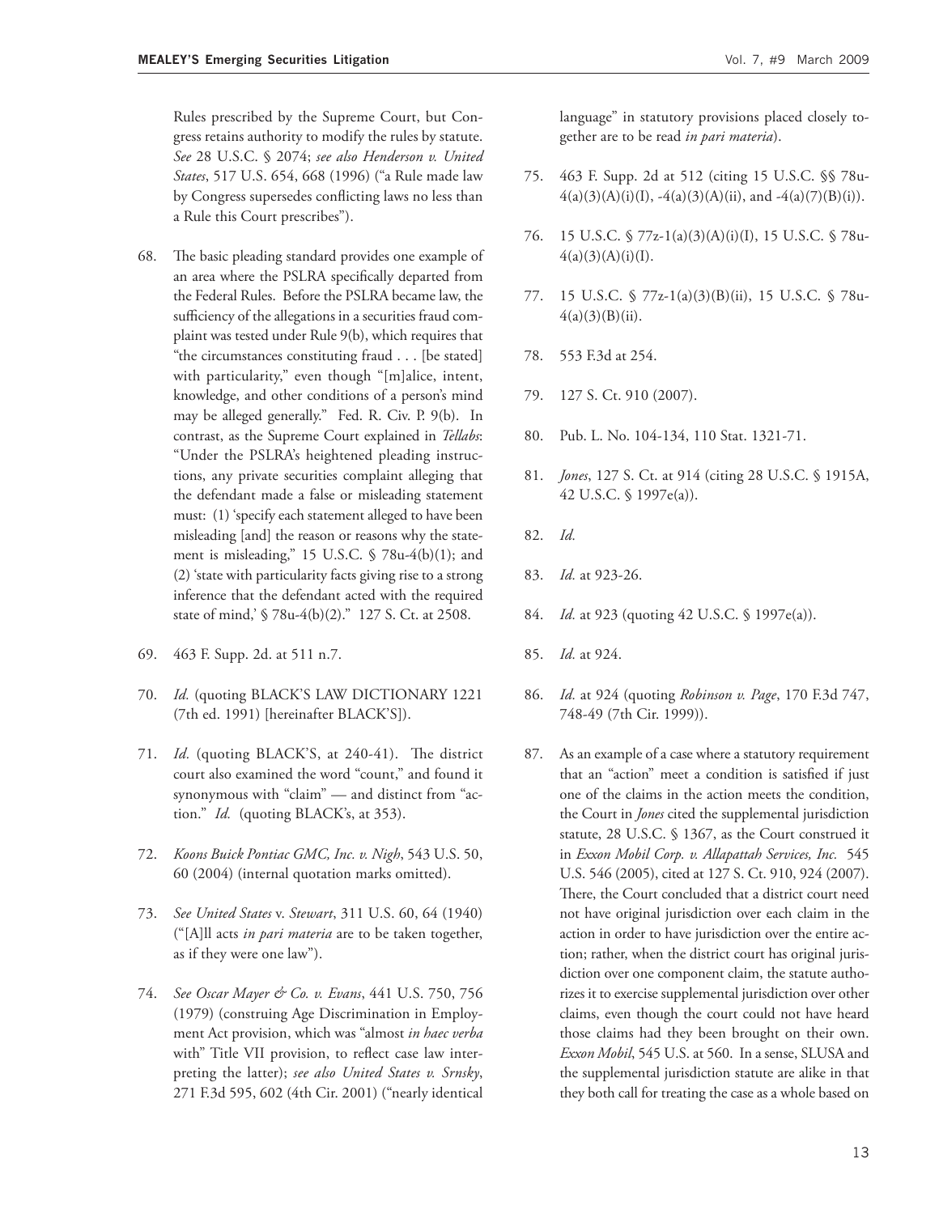Rules prescribed by the Supreme Court, but Congress retains authority to modify the rules by statute. *See* 28 U.S.C. § 2074; *see also Henderson v. United States*, 517 U.S. 654, 668 (1996) ("a Rule made law by Congress supersedes conflicting laws no less than a Rule this Court prescribes").

68. The basic pleading standard provides one example of an area where the PSLRA specifically departed from the Federal Rules. Before the PSLRA became law, the sufficiency of the allegations in a securities fraud complaint was tested under Rule 9(b), which requires that "the circumstances constituting fraud . . . [be stated] with particularity," even though "[m]alice, intent, knowledge, and other conditions of a person's mind may be alleged generally." Fed. R. Civ. P. 9(b). In contrast, as the Supreme Court explained in *Tellabs*: "Under the PSLRA's heightened pleading instructions, any private securities complaint alleging that the defendant made a false or misleading statement must: (1) 'specify each statement alleged to have been misleading [and] the reason or reasons why the statement is misleading,' 15 U.S.C. § 78u-4(b)(1); and (2) 'state with particularity facts giving rise to a strong inference that the defendant acted with the required state of mind,' § 78u-4(b)(2)." 127 S. Ct. at 2508.

69. 463 F. Supp. 2d. at 511 n.7.

70. *Id.* (quoting BLACK'S LAW DICTIONARY 1221 (7th ed. 1991) [hereinafter BLACK'S]).

71. *Id.* (quoting BLACK'S, at 240-41). The district court also examined the word "count," and found it synonymous with "claim" — and distinct from "action." *Id.* (quoting BLACK's, at 353).

72. *Koons Buick Pontiac GMC, Inc. v. Nigh*, 543 U.S. 50, 60 (2004) (internal quotation marks omitted).

73. *See United States* v. *Stewart*, 311 U.S. 60, 64 (1940) ("[A]ll acts *in pari materia* are to be taken together, as if they were one law").

74. *See Oscar Mayer & Co. v. Evans*, 441 U.S. 750, 756 (1979) (construing Age Discrimination in Employment Act provision, which was "almost *in haec verba* with" Title VII provision, to reflect case law interpreting the latter); *see also United States v. Srnsky*, 271 F.3d 595, 602 (4th Cir. 2001) ("nearly identical language" in statutory provisions placed closely together are to be read *in pari materia*).

75. 463 F. Supp. 2d at 512 (citing 15 U.S.C. §§ 78u-4(a)(3)(A)(i)(I), -4(a)(3)(A)(ii), and -4(a)(7)(B)(i)).

76. 15 U.S.C. § 77z-1(a)(3)(A)(i)(I), 15 U.S.C. § 78u-4(a)(3)(A)(i)(I).

77. 15 U.S.C. § 77z-1(a)(3)(B)(ii), 15 U.S.C. § 78u-4(a)(3)(B)(ii).

78. 553 F.3d at 254.

79. 127 S. Ct. 910 (2007).

80. Pub. L. No. 104-134, 110 Stat. 1321-71.

81. *Jones*, 127 S. Ct. at 914 (citing 28 U.S.C. § 1915A, 42 U.S.C. § 1997e(a)).

82. *Id.*

83. *Id.* at 923-26.

84. *Id.* at 923 (quoting 42 U.S.C. § 1997e(a)).

85. *Id.* at 924.

86. *Id.* at 924 (quoting *Robinson v. Page*, 170 F.3d 747, 748-49 (7th Cir. 1999)).

87. As an example of a case where a statutory requirement that an "action" meet a condition is satisfied if just one of the claims in the action meets the condition, the Court in *Jones* cited the supplemental jurisdiction statute, 28 U.S.C. § 1367, as the Court construed it in *Exxon Mobil Corp. v. Allapattah Services, Inc.* 545 U.S. 546 (2005), cited at 127 S. Ct. 910, 924 (2007). There, the Court concluded that a district court need not have original jurisdiction over each claim in the action in order to have jurisdiction over the entire action; rather, when the district court has original jurisdiction over one component claim, the statute authorizes it to exercise supplemental jurisdiction over other claims, even though the court could not have heard those claims had they been brought on their own. *Exxon Mobil*, 545 U.S. at 560. In a sense, SLUSA and the supplemental jurisdiction statute are alike in that they both call for treating the case as a whole based on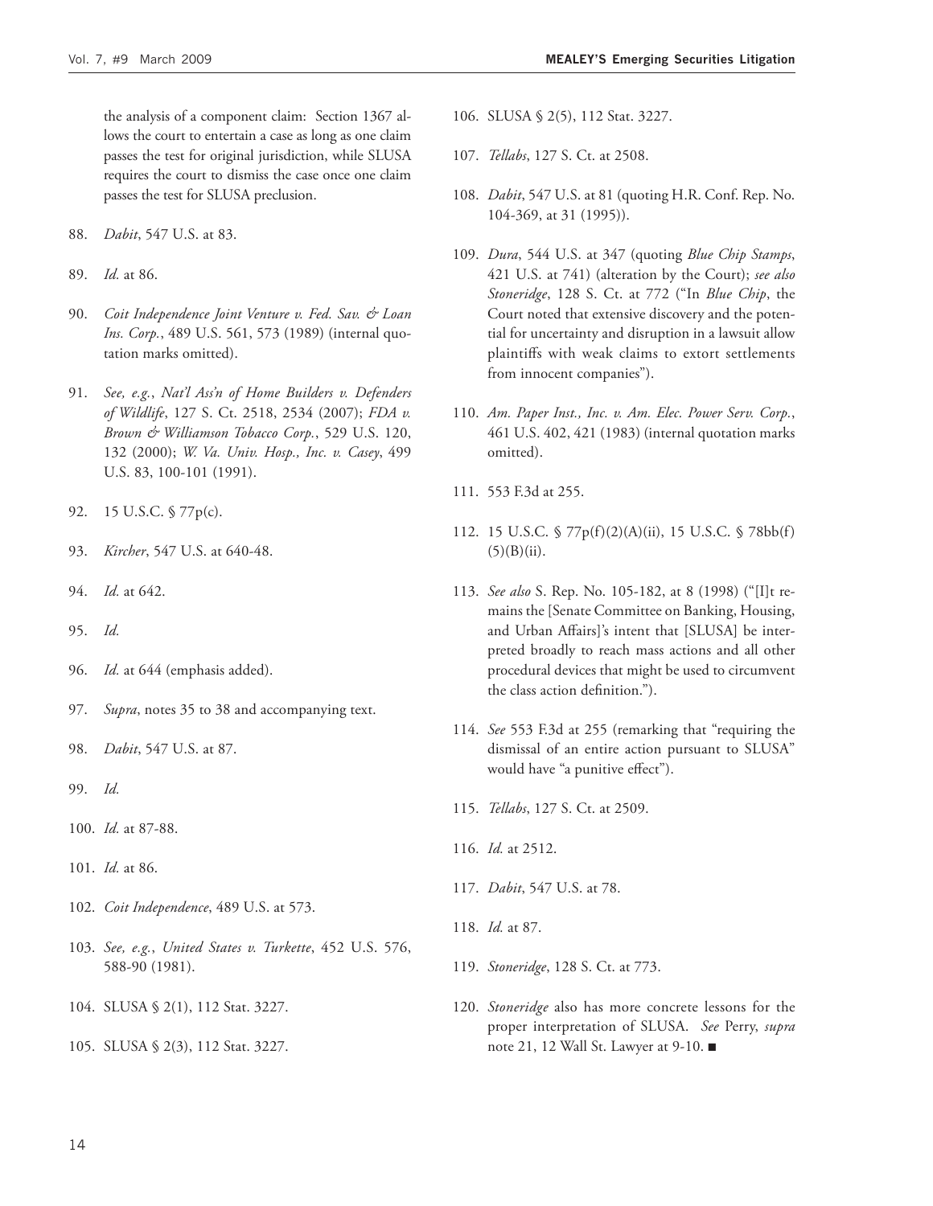the analysis of a component claim: Section 1367 allows the court to entertain a case as long as one claim passes the test for original jurisdiction, while SLUSA requires the court to dismiss the case once one claim passes the test for SLUSA preclusion.

88. *Dabit*, 547 U.S. at 83.

89. *Id.* at 86.

90. *Coit Independence Joint Venture v. Fed. Sav. & Loan Ins. Corp.*, 489 U.S. 561, 573 (1989) (internal quotation marks omitted).

91. *See, e.g.*, *Nat'l Ass'n of Home Builders v. Defenders of Wildlife*, 127 S. Ct. 2518, 2534 (2007); *FDA v. Brown & Williamson Tobacco Corp.*, 529 U.S. 120, 132 (2000); *W. Va. Univ. Hosp., Inc. v. Casey*, 499 U.S. 83, 100-101 (1991).

92. 15 U.S.C. § 77p(c).

93. *Kircher*, 547 U.S. at 640-48.

94. *Id.* at 642.

95. *Id.*

96. *Id.* at 644 (emphasis added).

97. *Supra*, notes 35 to 38 and accompanying text.

98. *Dabit*, 547 U.S. at 87.

99. *Id.*

100. *Id.* at 87-88.

101. *Id.* at 86.

102. *Coit Independence*, 489 U.S. at 573.

103. *See, e.g.*, *United States v. Turkette*, 452 U.S. 576, 588-90 (1981).

104. SLUSA § 2(1), 112 Stat. 3227.

105. SLUSA § 2(3), 112 Stat. 3227.

106. SLUSA § 2(5), 112 Stat. 3227.

107. *Tellabs*, 127 S. Ct. at 2508.

108. *Dabit*, 547 U.S. at 81 (quoting H.R. Conf. Rep. No. 104-369, at 31 (1995)).

109. *Dura*, 544 U.S. at 347 (quoting *Blue Chip Stamps*, 421 U.S. at 741) (alteration by the Court); *see also Stoneridge*, 128 S. Ct. at 772 ("In *Blue Chip*, the Court noted that extensive discovery and the potential for uncertainty and disruption in a lawsuit allow plaintiffs with weak claims to extort settlements from innocent companies").

110. *Am. Paper Inst., Inc. v. Am. Elec. Power Serv. Corp.*, 461 U.S. 402, 421 (1983) (internal quotation marks omitted).

111. 553 F.3d at 255.

112. 15 U.S.C. § 77p(f)(2)(A)(ii), 15 U.S.C. § 78bb(f)(5)(B)(ii).

113. *See also* S. Rep. No. 105-182, at 8 (1998) ("[I]t remains the [Senate Committee on Banking, Housing, and Urban Affairs]'s intent that [SLUSA] be interpreted broadly to reach mass actions and all other procedural devices that might be used to circumvent the class action definition.").

114. *See* 553 F.3d at 255 (remarking that "requiring the dismissal of an entire action pursuant to SLUSA" would have "a punitive effect").

115. *Tellabs*, 127 S. Ct. at 2509.

116. *Id.* at 2512.

117. *Dabit*, 547 U.S. at 78.

118. *Id.* at 87.

119. *Stoneridge*, 128 S. Ct. at 773.

120. *Stoneridge* also has more concrete lessons for the proper interpretation of SLUSA. *See* Perry, *supra* note 21, 12 Wall St. Lawyer at 9-10. ■